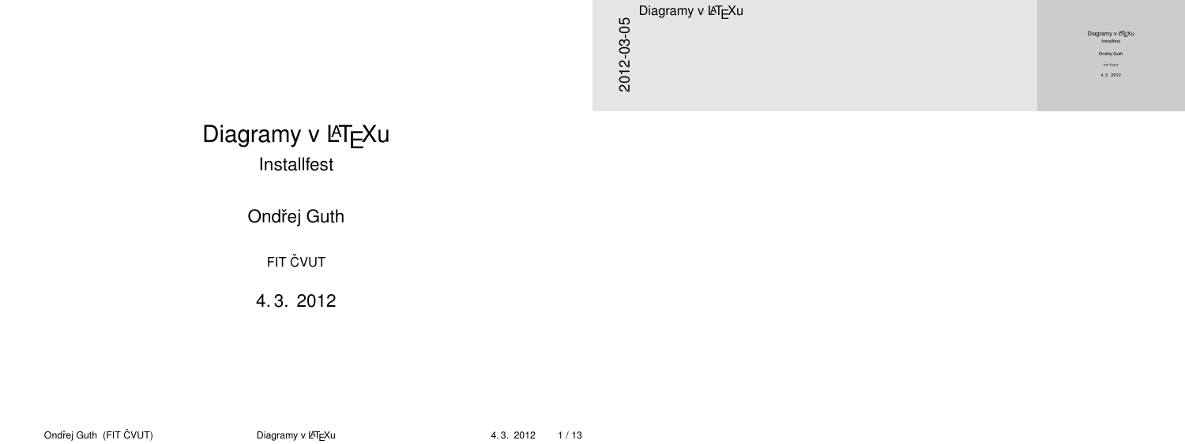# Diagramy v LaTeXu

## Installfest

Ondřej Guth

FIT ČVUT

4. 3. 2012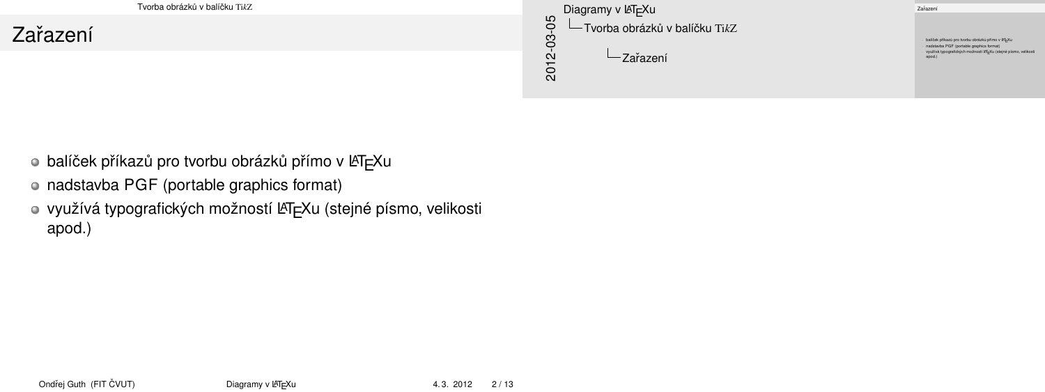## Zařazení

- balíček příkazů pro tvorbu obrázků přímo v LaTeXu
- nadstavba PGF (portable graphics format)
- využívá typografických možností LaTeXu (stejné písmo, velikosti apod.)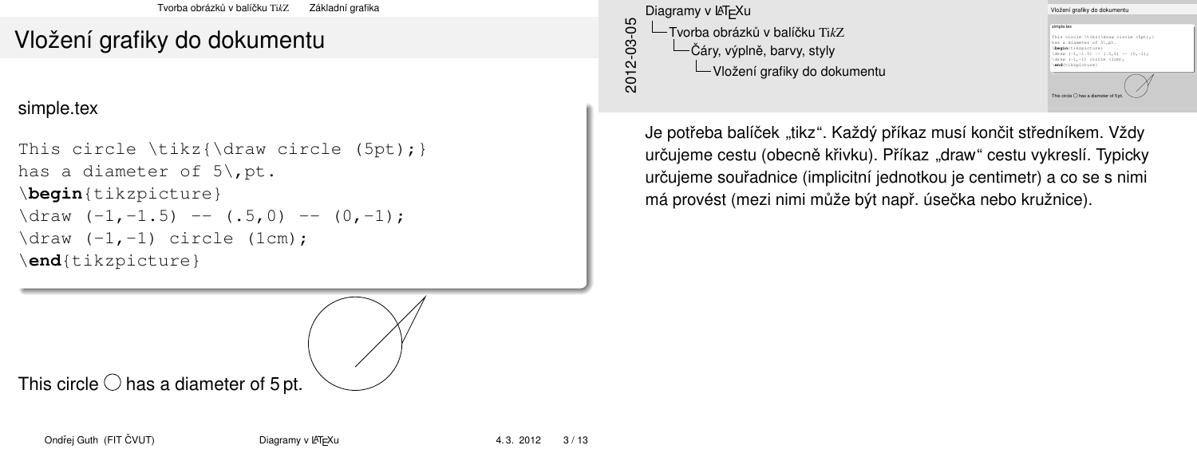# Vložení grafiky do dokumentu

simple.tex

```
This circle \tikz{\draw circle (5pt);}
has a diameter of 5\,pt.
\begin{tikzpicture}
\draw (-1,-1.5) -- (.5,0) -- (0,-1);
\draw (-1,-1) circle (1cm);
\end{tikzpicture}
```

This circle ○ has a diameter of 5 pt.

Diagramy v LaTeXu
Tvorba obrázků v balíčku TikZ
Čáry, výplně, barvy, styly
Vložení grafiky do dokumentu

Je potřeba balíček „tikz“. Každý příkaz musí končit středníkem. Vždy určujeme cestu (obecně křivku). Příkaz „draw“ cestu vykreslí. Typicky určujeme souřadnice (implicitní jednotkou je centimetr) a co se s nimi má provést (mezi nimi může být např. úsečka nebo kružnice).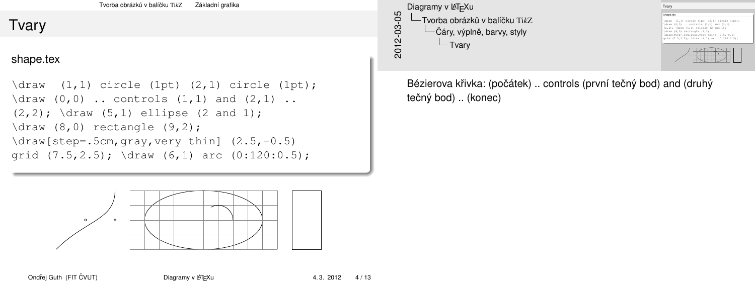# Tvary

shape.tex

```
\draw  (1,1) circle (1pt) (2,1) circle (1pt);
\draw (0,0) .. controls (1,1) and (2,1) ..
(2,2); \draw (5,1) ellipse (2 and 1);
\draw (8,0) rectangle (9,2);
\draw[step=.5cm,gray,very thin] (2.5,-0.5)
grid (7.5,2.5); \draw (6,1) arc (0:120:0.5);
```

Diagramy v LaTeXu
└ Tvorba obrázků v balíčku TikZ
  └ Čáry, výplně, barvy, styly
    └ Tvary

Bézierova křivka: (počátek) .. controls (první tečný bod) and (druhý tečný bod) .. (konec)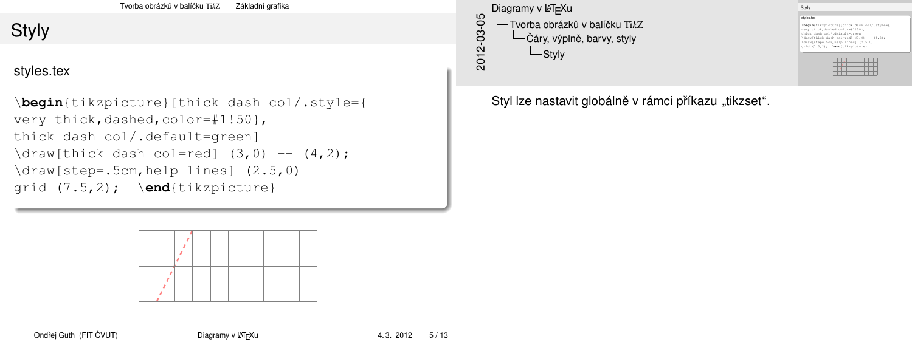# Styly

styles.tex

```
\begin{tikzpicture}[thick dash col/.style={
very thick,dashed,color=#1!50},
thick dash col/.default=green]
\draw[thick dash col=red] (3,0) -- (4,2);
\draw[step=.5cm,help lines] (2.5,0)
grid (7.5,2);  \end{tikzpicture}
```

Diagramy v LaTeXu
- Tvorba obrázků v balíčku TikZ
  - Čáry, výplně, barvy, styly
    - Styly

Styl lze nastavit globálně v rámci příkazu „tikzset".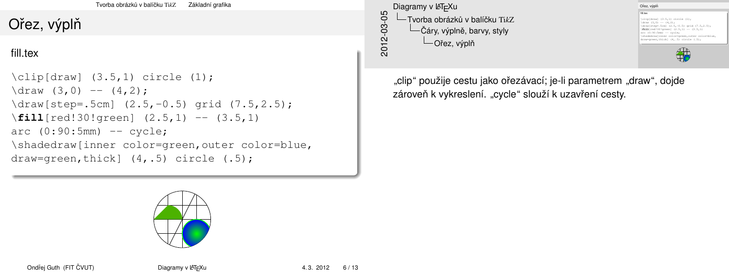# Ořez, výplň

fill.tex

```
\clip[draw] (3.5,1) circle (1);
\draw (3,0) -- (4,2);
\draw[step=.5cm] (2.5,-0.5) grid (7.5,2.5);
\fill[red!30!green] (2.5,1) -- (3.5,1)
arc (0:90:5mm) -- cycle;
\shadedraw[inner color=green,outer color=blue,
draw=green,thick] (4,.5) circle (.5);
```

Diagramy v LaTeXu
└ Tvorba obrázků v balíčku TikZ
  └ Čáry, výplně, barvy, styly
    └ Ořez, výplň

2012-03-05

„clip" použije cestu jako ořezávací; je-li parametrem „draw", dojde zároveň k vykreslení. „cycle" slouží k uzavření cesty.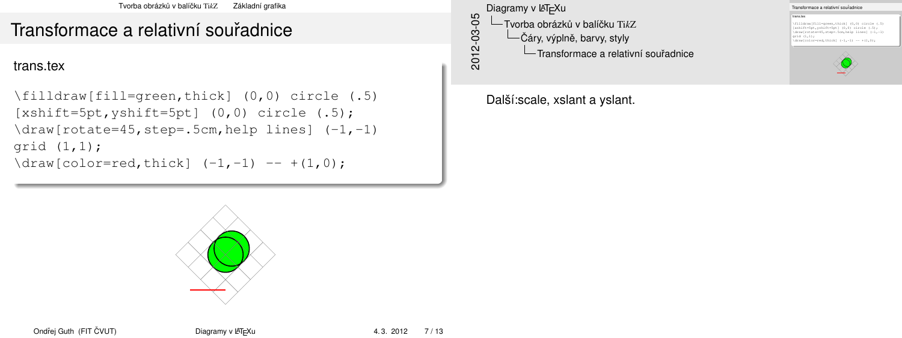# Transformace a relativní souřadnice

## trans.tex

```
\filldraw[fill=green,thick] (0,0) circle (.5)
[xshift=5pt,yshift=5pt] (0,0) circle (.5);
\draw[rotate=45,step=.5cm,help lines] (-1,-1)
grid (1,1);
\draw[color=red,thick] (-1,-1) -- +(1,0);
```

Diagramy v LaTeXu
- Tvorba obrázků v balíčku TikZ
  - Čáry, výplně, barvy, styly
    - Transformace a relativní souřadnice

Další:scale, xslant a yslant.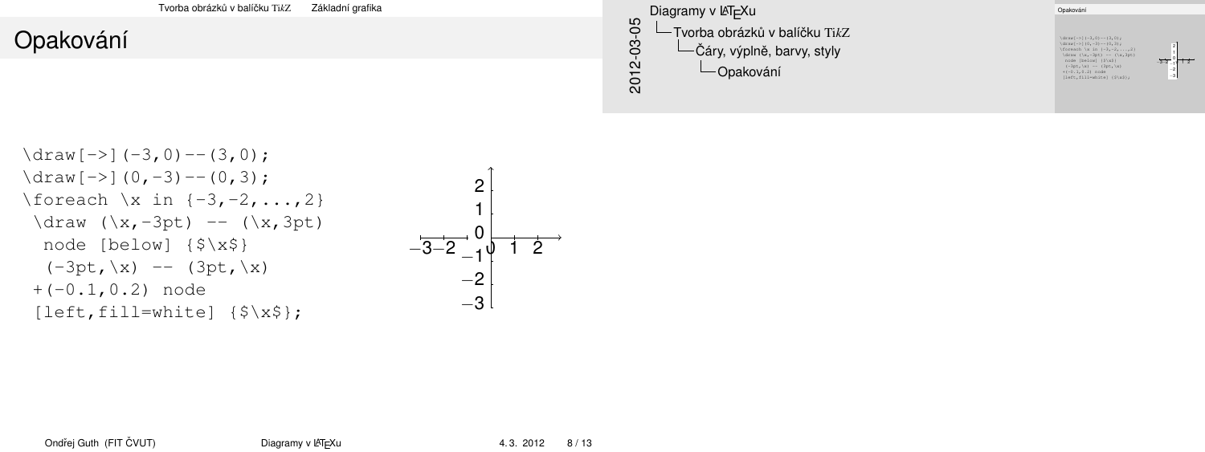# Opakování

```
\draw[->](-3,0)--(3,0);
\draw[->](0,-3)--(0,3);
\foreach \x in {-3,-2,...,2}
 \draw (\x,-3pt) -- (\x,3pt)
  node [below] {$\x$}
  (-3pt,\x) -- (3pt,\x)
 +(-0.1,0.2) node
 [left,fill=white] {$\x$};
```

Diagramy v LaTeXu
- Tvorba obrázků v balíčku TikZ
  - Čáry, výplně, barvy, styly
    - Opakování

2012-03-05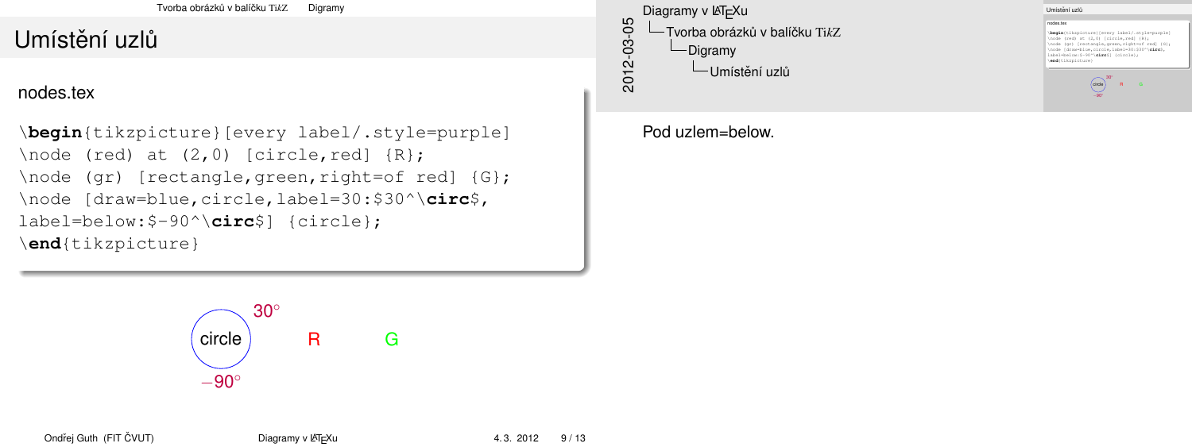# Umístění uzlů

nodes.tex

```
\begin{tikzpicture}[every label/.style=purple]
\node (red) at (2,0) [circle,red] {R};
\node (gr) [rectangle,green,right=of red] {G};
\node [draw=blue,circle,label=30:$30^\circ$,
label=below:$-90^\circ$] {circle};
\end{tikzpicture}
```

circle R G

$30^\circ$

$-90^\circ$

Diagramy v LaTeXu
└─Tvorba obrázků v balíčku TikZ
  └─Digramy
    └─Umístění uzlů

2012-03-05

Pod uzlem=below.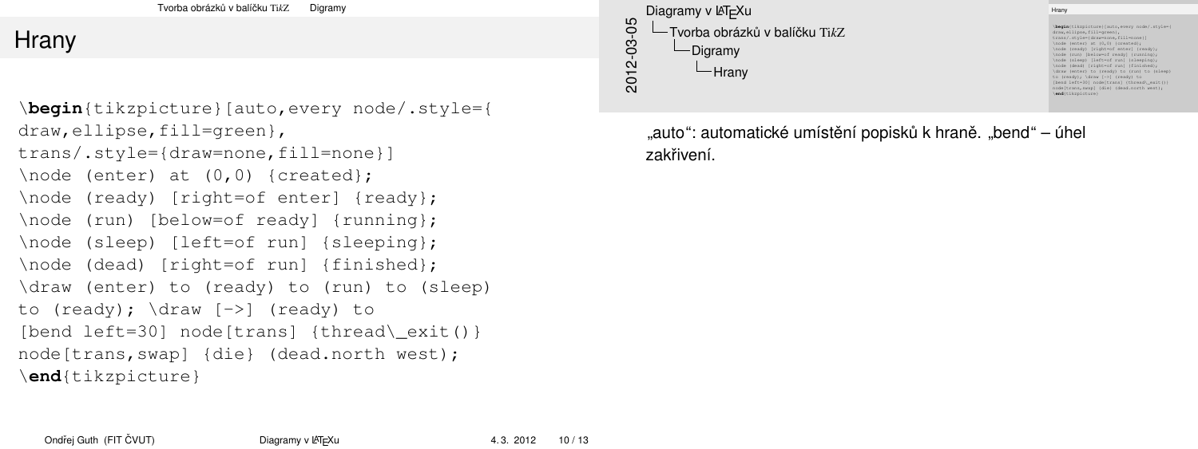## Hrany

```
\begin{tikzpicture}[auto,every node/.style={
draw,ellipse,fill=green},
trans/.style={draw=none,fill=none}]
\node (enter) at (0,0) {created};
\node (ready) [right=of enter] {ready};
\node (run) [below=of ready] {running};
\node (sleep) [left=of run] {sleeping};
\node (dead) [right=of run] {finished};
\draw (enter) to (ready) to (run) to (sleep)
to (ready); \draw [->] (ready) to
[bend left=30] node[trans] {thread\_exit()}
node[trans,swap] {die} (dead.north west);
\end{tikzpicture}
```

„auto“: automatické umístění popisků k hraně. „bend“ – úhel zakřivení.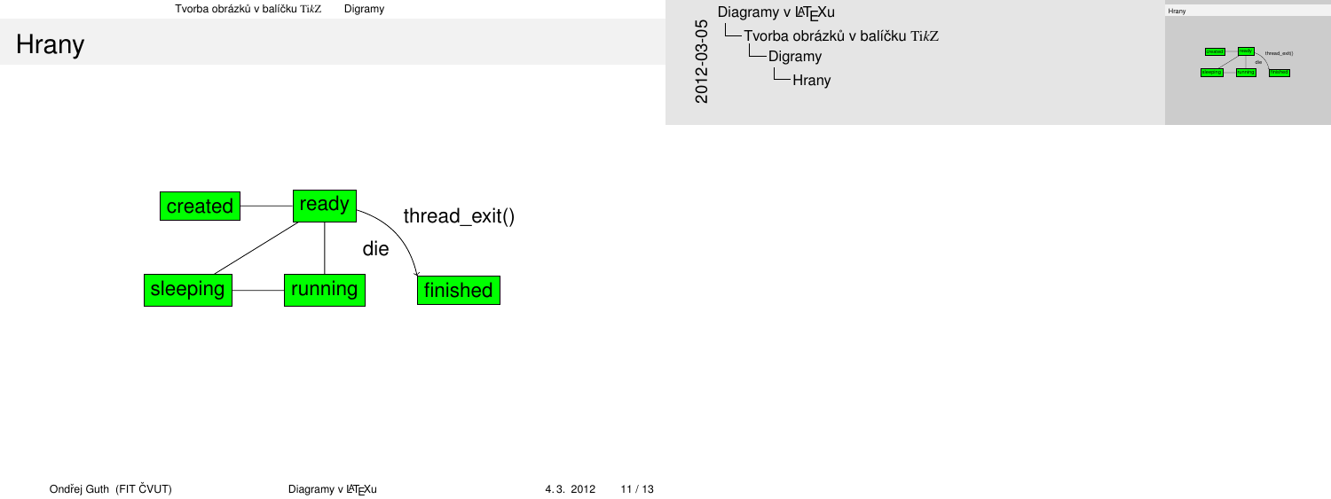# Hrany

created ready thread_exit()

die

sleeping running finished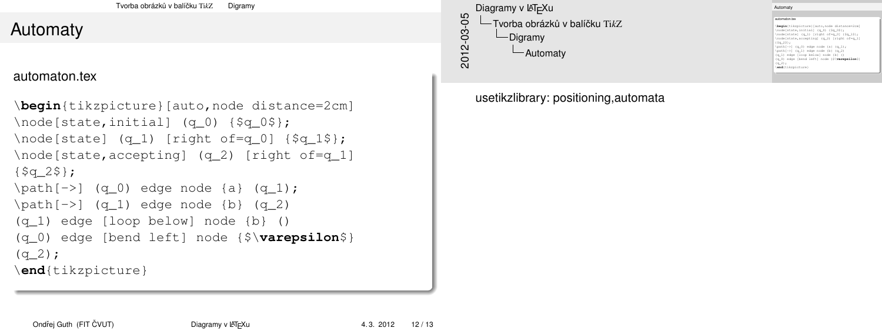# Automaty

automaton.tex

```
\begin{tikzpicture}[auto,node distance=2cm]
\node[state,initial] (q_0) {$q_0$};
\node[state] (q_1) [right of=q_0] {$q_1$};
\node[state,accepting] (q_2) [right of=q_1]
{$q_2$};
\path[->] (q_0) edge node {a} (q_1);
\path[->] (q_1) edge node {b} (q_2)
(q_1) edge [loop below] node {b} ()
(q_0) edge [bend left] node {$\varepsilon$}
(q_2);
\end{tikzpicture}
```

Diagramy v LaTeXu
└ Tvorba obrázků v balíčku TikZ
  └ Digramy
    └ Automaty

usetikzlibrary: positioning,automata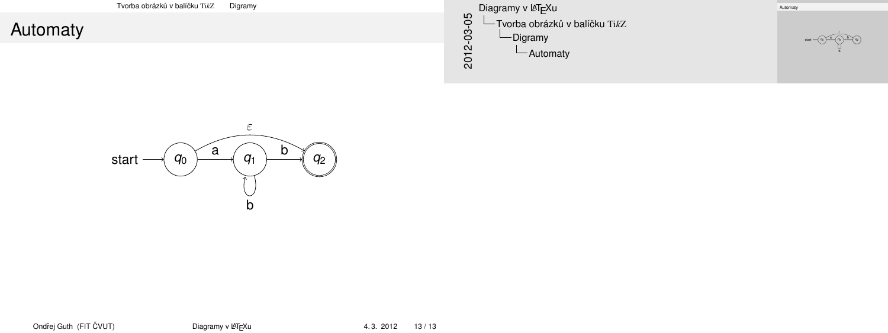## Automaty

start

$q_0$

$q_1$

$q_2$

$\varepsilon$

a

b

b

Diagramy v LaTeXu

Tvorba obrázků v balíčku TikZ

Digramy

Automaty

2012-03-05